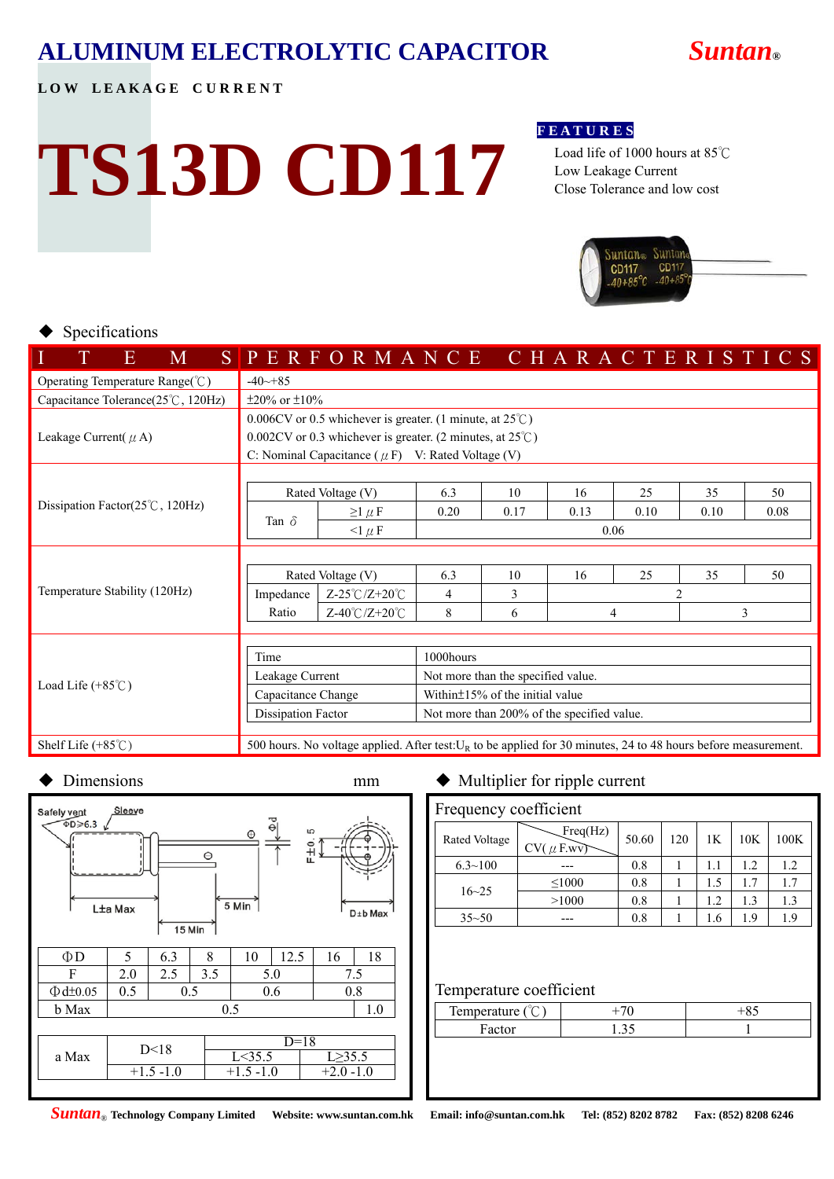# ALUMINUM ELECTROLYTIC CAPACITOR

**Suntan®**

**LOW LEAKAGE CURRENT**

# TS13D CD117

**FEATURES**

- Load life of 1000 hours at 85℃
- Low Leakage Current
- Close Tolerance and low cost

## ◆ Specifications

| ITEMS | PERFORMANCE CHARACTERISTICS |
|---|---|
| Operating Temperature Range(℃) | -40~+85 |
| Capacitance Tolerance(25℃, 120Hz) | ±20% or ±10% |
| Leakage Current(μA) | 0.006CV or 0.5 whichever is greater. (1 minute, at 25℃)<br>0.002CV or 0.3 whichever is greater. (2 minutes, at 25℃)<br>C: Nominal Capacitance (μF) V: Rated Voltage (V) |
| Dissipation Factor(25℃, 120Hz) | see table below |
| Temperature Stability (120Hz) | see table below |
| Load Life (+85℃) | see table below |
| Shelf Life (+85℃) | 500 hours. No voltage applied. After test: $U_R$ to be applied for 30 minutes, 24 to 48 hours before measurement. |

**Dissipation Factor(25℃, 120Hz)**

| Rated Voltage (V) | | 6.3 | 10 | 16 | 25 | 35 | 50 |
|---|---|---|---|---|---|---|---|
| Tan δ | ≥1μF | 0.20 | 0.17 | 0.13 | 0.10 | 0.10 | 0.08 |
| | <1μF | 0.06 | | | | | |

**Temperature Stability (120Hz)**

| Rated Voltage (V) | | 6.3 | 10 | 16 | 25 | 35 | 50 |
|---|---|---|---|---|---|---|---|
| Impedance Ratio | Z-25℃/Z+20℃ | 4 | 3 | 2 | | | |
| | Z-40℃/Z+20℃ | 8 | 6 | 4 | | 3 | |

**Load Life (+85℃)**

| Time | 1000hours |
|---|---|
| Leakage Current | Not more than the specified value. |
| Capacitance Change | Within±15% of the initial value |
| Dissipation Factor | Not more than 200% of the specified value. |

## ◆ Dimensions mm

Safety vent ΦD≥6.3, Sleeve, L±a Max, 15 Min, 5 Min, Φd, F±0.5, D±b Max

| ΦD | 5 | 6.3 | 8 | 10 | 12.5 | 16 | 18 |
|---|---|---|---|---|---|---|---|
| F | 2.0 | 2.5 | 3.5 | 5.0 | | 7.5 | |
| Φd±0.05 | 0.5 | 0.5 | | 0.6 | | 0.8 | |
| b Max | 0.5 | | | | | | 1.0 |

| a Max | D<18 | D=18 L<35.5 | D=18 L≥35.5 |
|---|---|---|---|
| | +1.5 -1.0 | +1.5 -1.0 | +2.0 -1.0 |

## ◆ Multiplier for ripple current

### Frequency coefficient

| Rated Voltage | CV(μF.wv) \ Freq(Hz) | 50.60 | 120 | 1K | 10K | 100K |
|---|---|---|---|---|---|---|
| 6.3~100 | --- | 0.8 | 1 | 1.1 | 1.2 | 1.2 |
| 16~25 | ≤1000 | 0.8 | 1 | 1.5 | 1.7 | 1.7 |
| | >1000 | 0.8 | 1 | 1.2 | 1.3 | 1.3 |
| 35~50 | --- | 0.8 | 1 | 1.6 | 1.9 | 1.9 |

### Temperature coefficient

| Temperature (℃) | +70 | +85 |
|---|---|---|
| Factor | 1.35 | 1 |

**Suntan® Technology Company Limited** **Website: www.suntan.com.hk** **Email: info@suntan.com.hk** **Tel: (852) 8202 8782** **Fax: (852) 8208 6246**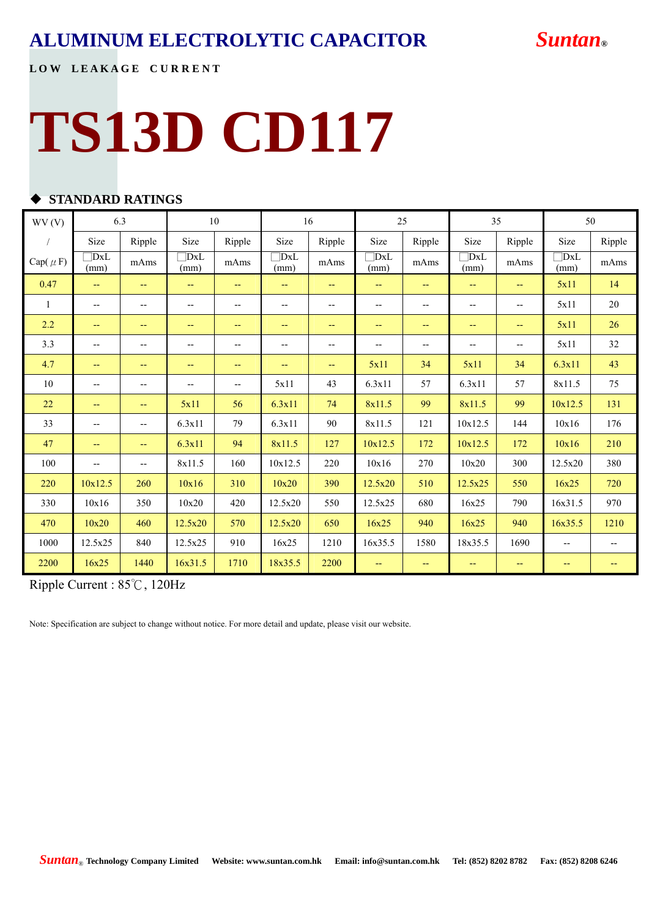# ALUMINUM ELECTROLYTIC CAPACITOR

**Suntan®**

**LOW LEAKAGE CURRENT**

# TS13D CD117

## ◆ STANDARD RATINGS

| WV (V) | 6.3 | | 10 | | 16 | | 25 | | 35 | | 50 | |
|---|---|---|---|---|---|---|---|---|---|---|---|---|
| / | Size | Ripple | Size | Ripple | Size | Ripple | Size | Ripple | Size | Ripple | Size | Ripple |
| Cap(μF) | □DxL (mm) | mAms | □DxL (mm) | mAms | □DxL (mm) | mAms | □DxL (mm) | mAms | □DxL (mm) | mAms | □DxL (mm) | mAms |
| 0.47 | -- | -- | -- | -- | -- | -- | -- | -- | -- | -- | 5x11 | 14 |
| 1 | -- | -- | -- | -- | -- | -- | -- | -- | -- | -- | 5x11 | 20 |
| 2.2 | -- | -- | -- | -- | -- | -- | -- | -- | -- | -- | 5x11 | 26 |
| 3.3 | -- | -- | -- | -- | -- | -- | -- | -- | -- | -- | 5x11 | 32 |
| 4.7 | -- | -- | -- | -- | -- | -- | 5x11 | 34 | 5x11 | 34 | 6.3x11 | 43 |
| 10 | -- | -- | -- | -- | 5x11 | 43 | 6.3x11 | 57 | 6.3x11 | 57 | 8x11.5 | 75 |
| 22 | -- | -- | 5x11 | 56 | 6.3x11 | 74 | 8x11.5 | 99 | 8x11.5 | 99 | 10x12.5 | 131 |
| 33 | -- | -- | 6.3x11 | 79 | 6.3x11 | 90 | 8x11.5 | 121 | 10x12.5 | 144 | 10x16 | 176 |
| 47 | -- | -- | 6.3x11 | 94 | 8x11.5 | 127 | 10x12.5 | 172 | 10x12.5 | 172 | 10x16 | 210 |
| 100 | -- | -- | 8x11.5 | 160 | 10x12.5 | 220 | 10x16 | 270 | 10x20 | 300 | 12.5x20 | 380 |
| 220 | 10x12.5 | 260 | 10x16 | 310 | 10x20 | 390 | 12.5x20 | 510 | 12.5x25 | 550 | 16x25 | 720 |
| 330 | 10x16 | 350 | 10x20 | 420 | 12.5x20 | 550 | 12.5x25 | 680 | 16x25 | 790 | 16x31.5 | 970 |
| 470 | 10x20 | 460 | 12.5x20 | 570 | 12.5x20 | 650 | 16x25 | 940 | 16x25 | 940 | 16x35.5 | 1210 |
| 1000 | 12.5x25 | 840 | 12.5x25 | 910 | 16x25 | 1210 | 16x35.5 | 1580 | 18x35.5 | 1690 | -- | -- |
| 2200 | 16x25 | 1440 | 16x31.5 | 1710 | 18x35.5 | 2200 | -- | -- | -- | -- | -- | -- |

Ripple Current : 85℃, 120Hz

Note: Specification are subject to change without notice. For more detail and update, please visit our website.

**Suntan® Technology Company Limited Website: www.suntan.com.hk Email: info@suntan.com.hk Tel: (852) 8202 8782 Fax: (852) 8208 6246**